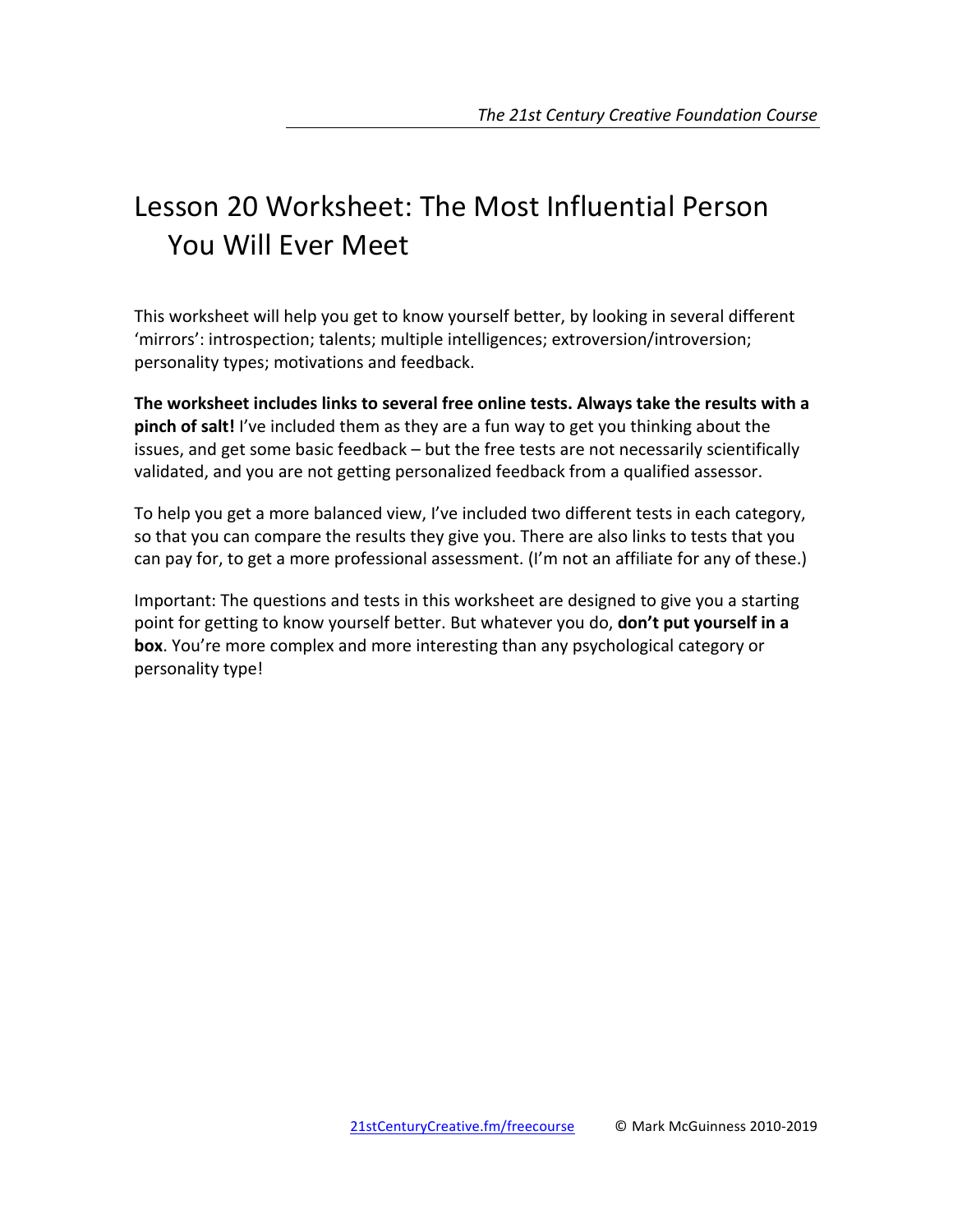# Lesson 20 Worksheet: The Most Influential Person You Will Ever Meet

This worksheet will help you get to know yourself better, by looking in several different 'mirrors': introspection; talents; multiple intelligences; extroversion/introversion; personality types; motivations and feedback.

**The worksheet includes links to several free online tests. Always take the results with a pinch of salt!** I've included them as they are a fun way to get you thinking about the issues, and get some basic feedback – but the free tests are not necessarily scientifically validated, and you are not getting personalized feedback from a qualified assessor.

To help you get a more balanced view, I've included two different tests in each category, so that you can compare the results they give you. There are also links to tests that you can pay for, to get a more professional assessment. (I'm not an affiliate for any of these.)

Important: The questions and tests in this worksheet are designed to give you a starting point for getting to know yourself better. But whatever you do, **don't put yourself in a box**. You're more complex and more interesting than any psychological category or personality type!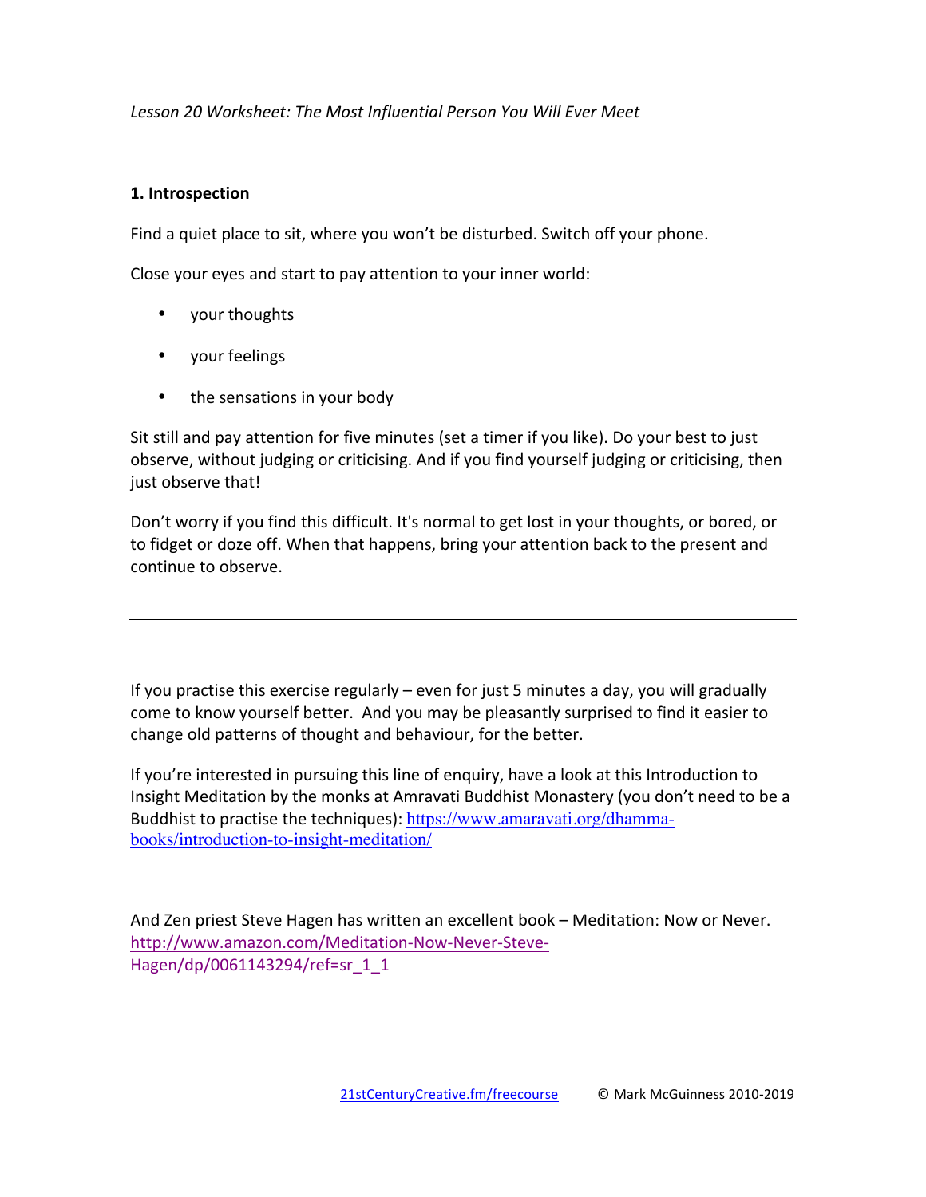*Lesson 20 Worksheet: The Most Influential Person You Will Ever Meet*

**1. Introspection**

Find a quiet place to sit, where you won't be disturbed. Switch off your phone.

Close your eyes and start to pay attention to your inner world:

- your thoughts
- your feelings
- the sensations in your body

Sit still and pay attention for five minutes (set a timer if you like). Do your best to just observe, without judging or criticising. And if you find yourself judging or criticising, then just observe that!

Don't worry if you find this difficult. It's normal to get lost in your thoughts, or bored, or to fidget or doze off. When that happens, bring your attention back to the present and continue to observe.

---

If you practise this exercise regularly – even for just 5 minutes a day, you will gradually come to know yourself better. And you may be pleasantly surprised to find it easier to change old patterns of thought and behaviour, for the better.

If you're interested in pursuing this line of enquiry, have a look at this Introduction to Insight Meditation by the monks at Amravati Buddhist Monastery (you don't need to be a Buddhist to practise the techniques): https://www.amaravati.org/dhamma-books/introduction-to-insight-meditation/

And Zen priest Steve Hagen has written an excellent book – Meditation: Now or Never. http://www.amazon.com/Meditation-Now-Never-Steve-Hagen/dp/0061143294/ref=sr_1_1

21stCenturyCreative.fm/freecourse © Mark McGuinness 2010-2019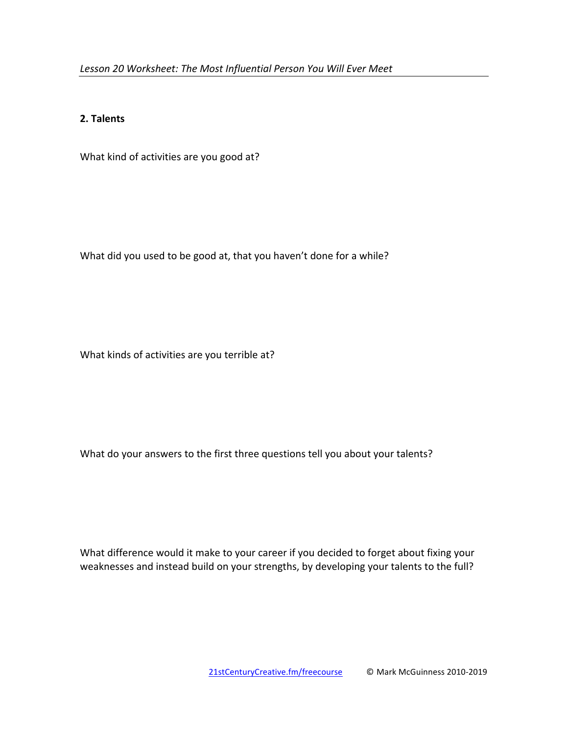## 2. Talents

What kind of activities are you good at?

What did you used to be good at, that you haven't done for a while?

What kinds of activities are you terrible at?

What do your answers to the first three questions tell you about your talents?

What difference would it make to your career if you decided to forget about fixing your weaknesses and instead build on your strengths, by developing your talents to the full?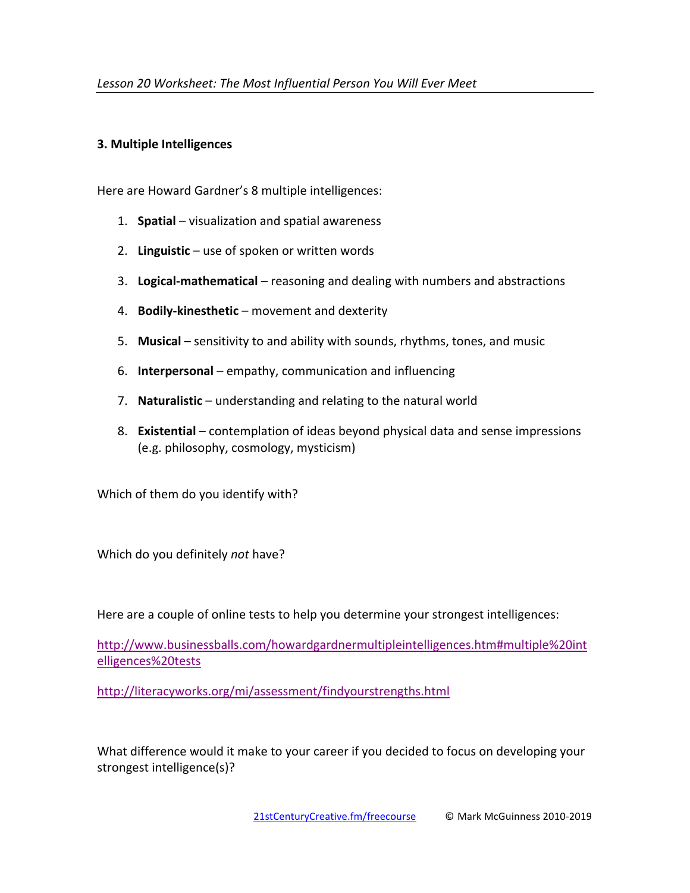### 3. Multiple Intelligences

Here are Howard Gardner's 8 multiple intelligences:

1. **Spatial** – visualization and spatial awareness
2. **Linguistic** – use of spoken or written words
3. **Logical-mathematical** – reasoning and dealing with numbers and abstractions
4. **Bodily-kinesthetic** – movement and dexterity
5. **Musical** – sensitivity to and ability with sounds, rhythms, tones, and music
6. **Interpersonal** – empathy, communication and influencing
7. **Naturalistic** – understanding and relating to the natural world
8. **Existential** – contemplation of ideas beyond physical data and sense impressions (e.g. philosophy, cosmology, mysticism)

Which of them do you identify with?

Which do you definitely *not* have?

Here are a couple of online tests to help you determine your strongest intelligences:

http://www.businessballs.com/howardgardnermultipleintelligences.htm#multiple%20intelligences%20tests

http://literacyworks.org/mi/assessment/findyourstrengths.html

What difference would it make to your career if you decided to focus on developing your strongest intelligence(s)?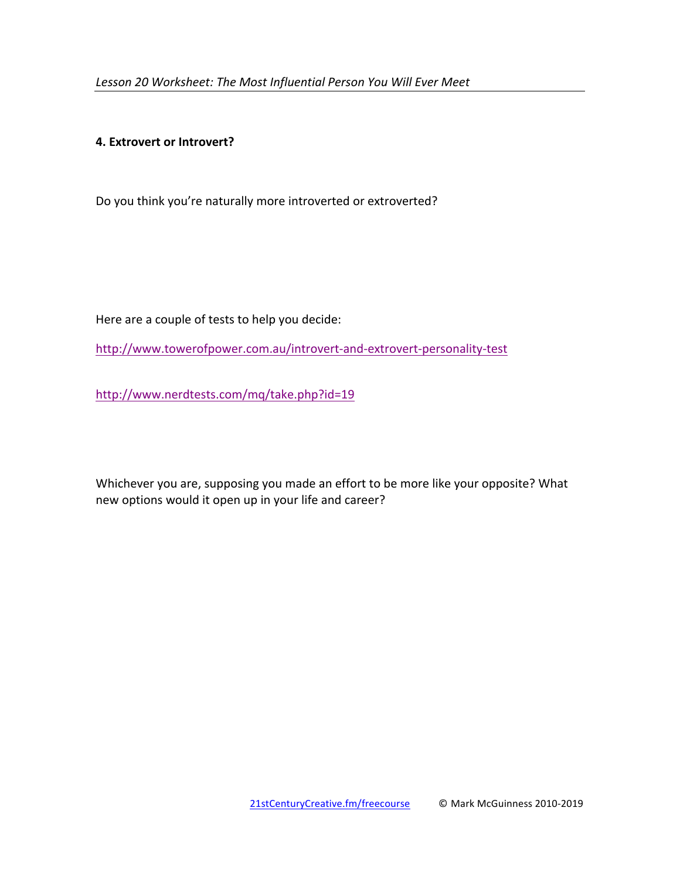**4. Extrovert or Introvert?**

Do you think you're naturally more introverted or extroverted?

Here are a couple of tests to help you decide:

http://www.towerofpower.com.au/introvert-and-extrovert-personality-test

http://www.nerdtests.com/mq/take.php?id=19

Whichever you are, supposing you made an effort to be more like your opposite? What new options would it open up in your life and career?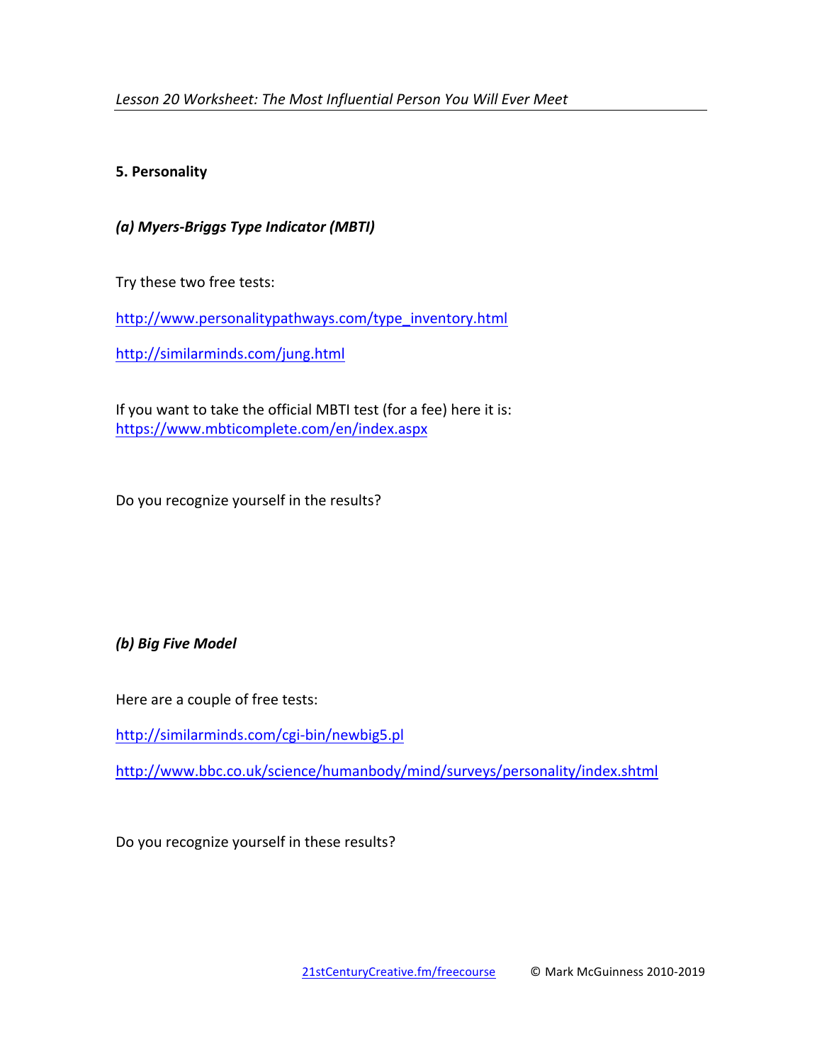## 5. Personality

### *(a) Myers-Briggs Type Indicator (MBTI)*

Try these two free tests:

http://www.personalitypathways.com/type_inventory.html

http://similarminds.com/jung.html

If you want to take the official MBTI test (for a fee) here it is:
https://www.mbticomplete.com/en/index.aspx

Do you recognize yourself in the results?

### *(b) Big Five Model*

Here are a couple of free tests:

http://similarminds.com/cgi-bin/newbig5.pl

http://www.bbc.co.uk/science/humanbody/mind/surveys/personality/index.shtml

Do you recognize yourself in these results?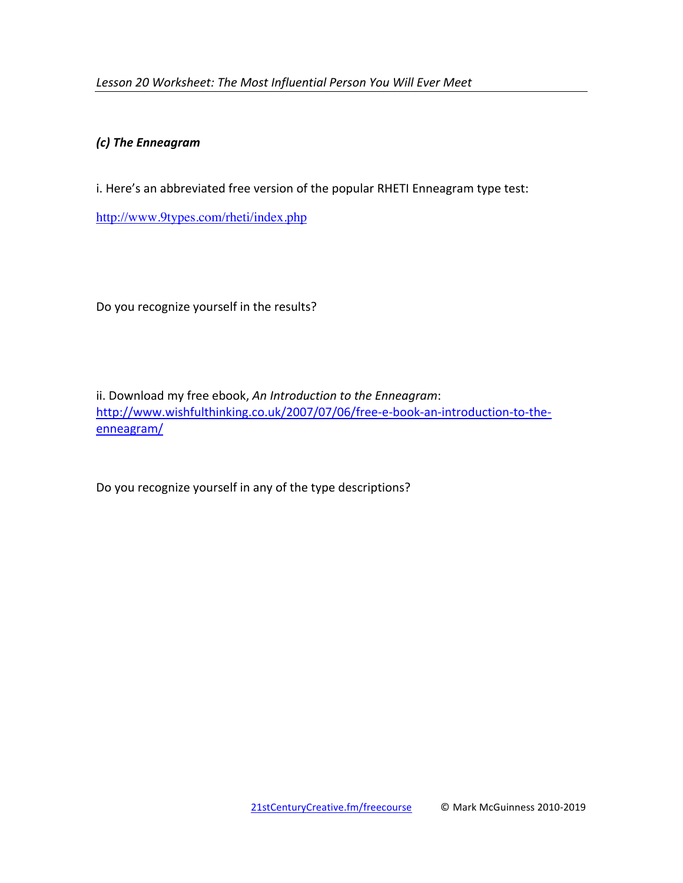### *(c) The Enneagram*

i. Here's an abbreviated free version of the popular RHETI Enneagram type test:

http://www.9types.com/rheti/index.php

Do you recognize yourself in the results?

ii. Download my free ebook, *An Introduction to the Enneagram*: http://www.wishfulthinking.co.uk/2007/07/06/free-e-book-an-introduction-to-the-enneagram/

Do you recognize yourself in any of the type descriptions?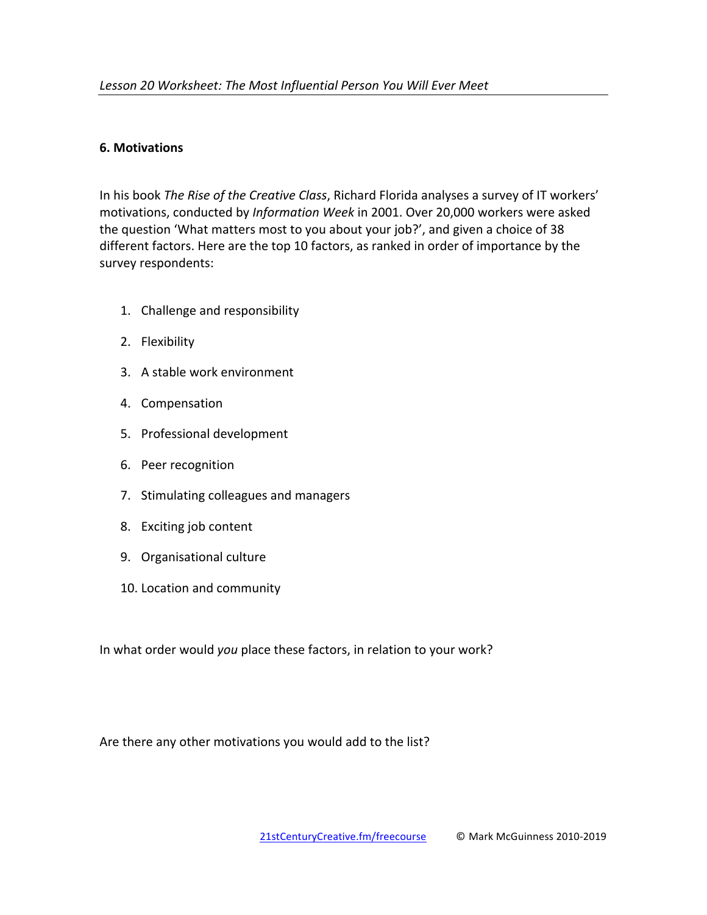## 6. Motivations

In his book *The Rise of the Creative Class*, Richard Florida analyses a survey of IT workers' motivations, conducted by *Information Week* in 2001. Over 20,000 workers were asked the question 'What matters most to you about your job?', and given a choice of 38 different factors. Here are the top 10 factors, as ranked in order of importance by the survey respondents:

1. Challenge and responsibility
2. Flexibility
3. A stable work environment
4. Compensation
5. Professional development
6. Peer recognition
7. Stimulating colleagues and managers
8. Exciting job content
9. Organisational culture
10. Location and community

In what order would *you* place these factors, in relation to your work?

Are there any other motivations you would add to the list?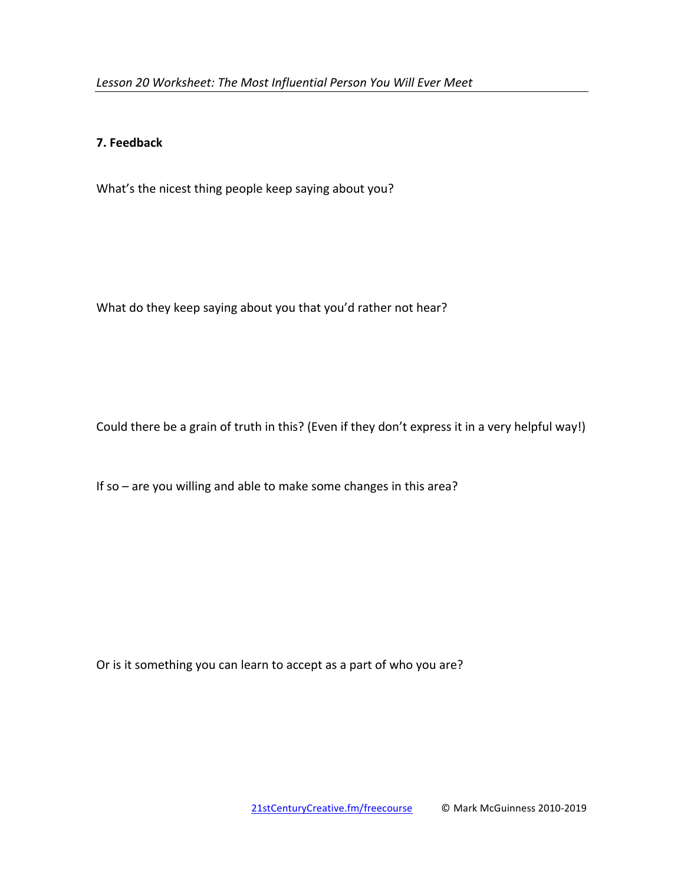**7. Feedback**

What's the nicest thing people keep saying about you?

What do they keep saying about you that you'd rather not hear?

Could there be a grain of truth in this? (Even if they don't express it in a very helpful way!)

If so – are you willing and able to make some changes in this area?

Or is it something you can learn to accept as a part of who you are?

21stCenturyCreative.fm/freecourse © Mark McGuinness 2010-2019